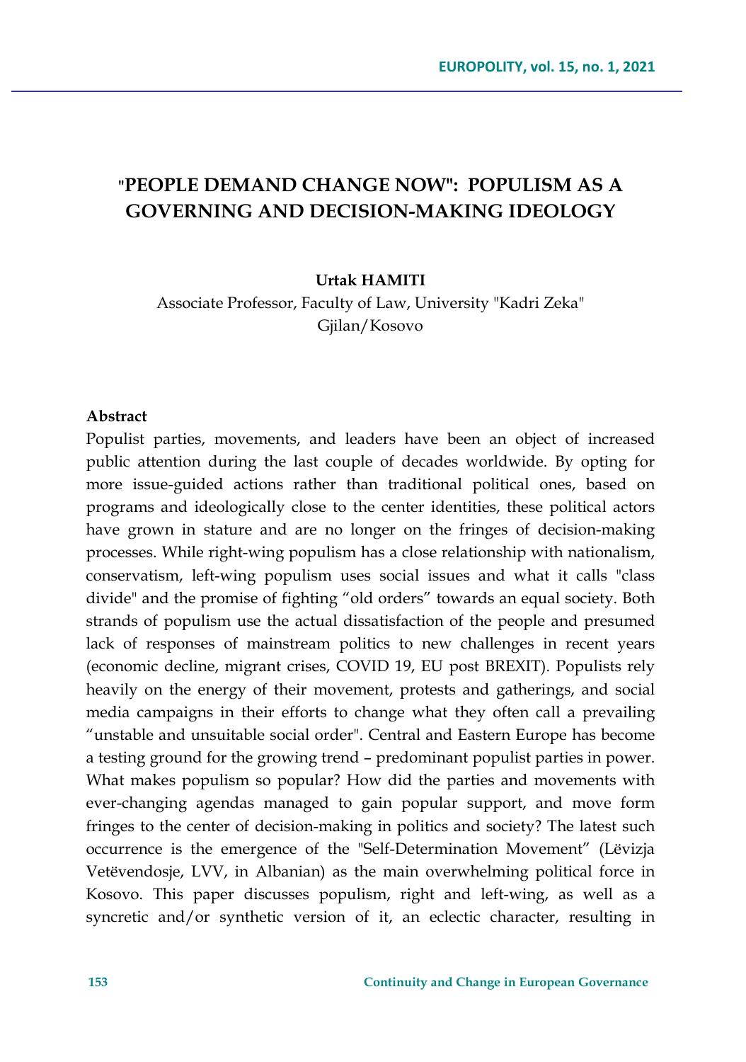# "PEOPLE DEMAND CHANGE NOW": POPULISM AS A GOVERNING AND DECISION-MAKING IDEOLOGY

**Urtak HAMITI**

Associate Professor, Faculty of Law, University "Kadri Zeka" Gjilan/Kosovo

**Abstract**

Populist parties, movements, and leaders have been an object of increased public attention during the last couple of decades worldwide. By opting for more issue-guided actions rather than traditional political ones, based on programs and ideologically close to the center identities, these political actors have grown in stature and are no longer on the fringes of decision-making processes. While right-wing populism has a close relationship with nationalism, conservatism, left-wing populism uses social issues and what it calls "class divide" and the promise of fighting "old orders" towards an equal society. Both strands of populism use the actual dissatisfaction of the people and presumed lack of responses of mainstream politics to new challenges in recent years (economic decline, migrant crises, COVID 19, EU post BREXIT). Populists rely heavily on the energy of their movement, protests and gatherings, and social media campaigns in their efforts to change what they often call a prevailing "unstable and unsuitable social order". Central and Eastern Europe has become a testing ground for the growing trend – predominant populist parties in power. What makes populism so popular? How did the parties and movements with ever-changing agendas managed to gain popular support, and move form fringes to the center of decision-making in politics and society? The latest such occurrence is the emergence of the "Self-Determination Movement" (Lëvizja Vetëvendosje, LVV, in Albanian) as the main overwhelming political force in Kosovo. This paper discusses populism, right and left-wing, as well as a syncretic and/or synthetic version of it, an eclectic character, resulting in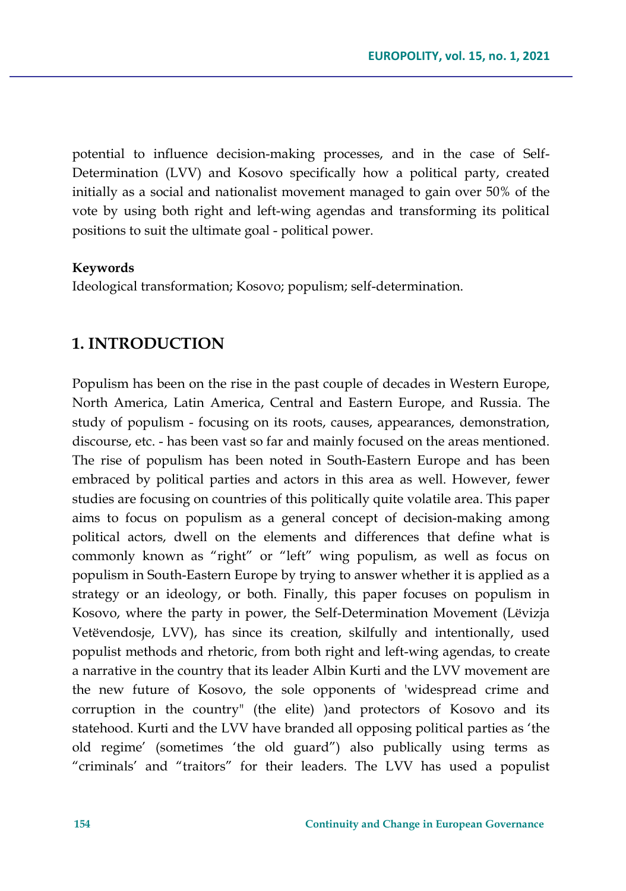potential to influence decision-making processes, and in the case of Self-Determination (LVV) and Kosovo specifically how a political party, created initially as a social and nationalist movement managed to gain over 50% of the vote by using both right and left-wing agendas and transforming its political positions to suit the ultimate goal - political power.

**Keywords**

Ideological transformation; Kosovo; populism; self-determination.

## 1. INTRODUCTION

Populism has been on the rise in the past couple of decades in Western Europe, North America, Latin America, Central and Eastern Europe, and Russia. The study of populism - focusing on its roots, causes, appearances, demonstration, discourse, etc. - has been vast so far and mainly focused on the areas mentioned. The rise of populism has been noted in South-Eastern Europe and has been embraced by political parties and actors in this area as well. However, fewer studies are focusing on countries of this politically quite volatile area. This paper aims to focus on populism as a general concept of decision-making among political actors, dwell on the elements and differences that define what is commonly known as "right" or "left" wing populism, as well as focus on populism in South-Eastern Europe by trying to answer whether it is applied as a strategy or an ideology, or both. Finally, this paper focuses on populism in Kosovo, where the party in power, the Self-Determination Movement (Lëvizja Vetëvendosje, LVV), has since its creation, skilfully and intentionally, used populist methods and rhetoric, from both right and left-wing agendas, to create a narrative in the country that its leader Albin Kurti and the LVV movement are the new future of Kosovo, the sole opponents of 'widespread crime and corruption in the country" (the elite) )and protectors of Kosovo and its statehood. Kurti and the LVV have branded all opposing political parties as 'the old regime' (sometimes 'the old guard") also publically using terms as "criminals' and "traitors" for their leaders. The LVV has used a populist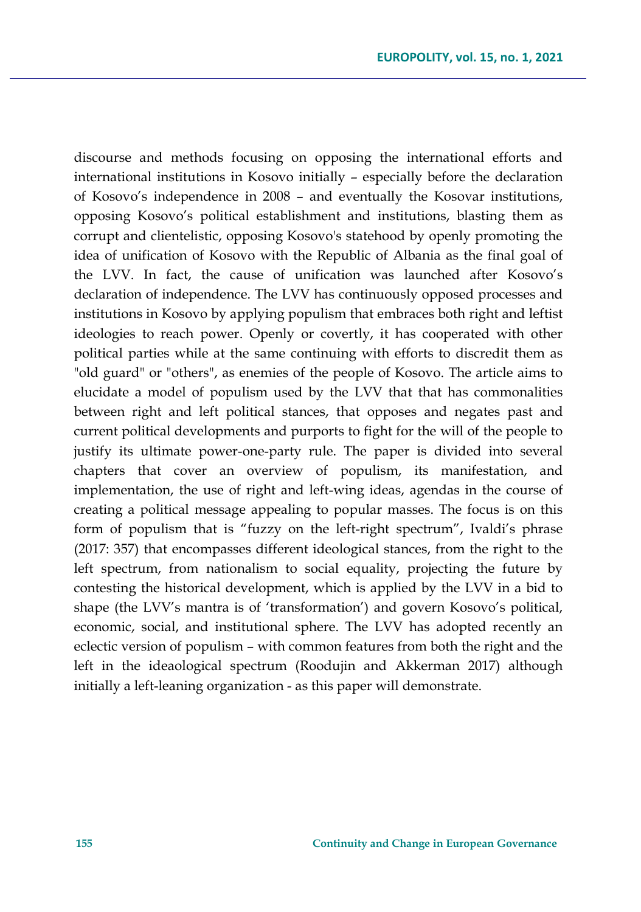discourse and methods focusing on opposing the international efforts and international institutions in Kosovo initially – especially before the declaration of Kosovo's independence in 2008 – and eventually the Kosovar institutions, opposing Kosovo's political establishment and institutions, blasting them as corrupt and clientelistic, opposing Kosovo's statehood by openly promoting the idea of unification of Kosovo with the Republic of Albania as the final goal of the LVV. In fact, the cause of unification was launched after Kosovo's declaration of independence. The LVV has continuously opposed processes and institutions in Kosovo by applying populism that embraces both right and leftist ideologies to reach power. Openly or covertly, it has cooperated with other political parties while at the same continuing with efforts to discredit them as "old guard" or "others", as enemies of the people of Kosovo. The article aims to elucidate a model of populism used by the LVV that that has commonalities between right and left political stances, that opposes and negates past and current political developments and purports to fight for the will of the people to justify its ultimate power-one-party rule. The paper is divided into several chapters that cover an overview of populism, its manifestation, and implementation, the use of right and left-wing ideas, agendas in the course of creating a political message appealing to popular masses. The focus is on this form of populism that is "fuzzy on the left-right spectrum", Ivaldi's phrase (2017: 357) that encompasses different ideological stances, from the right to the left spectrum, from nationalism to social equality, projecting the future by contesting the historical development, which is applied by the LVV in a bid to shape (the LVV's mantra is of 'transformation') and govern Kosovo's political, economic, social, and institutional sphere. The LVV has adopted recently an eclectic version of populism – with common features from both the right and the left in the ideaological spectrum (Roodujin and Akkerman 2017) although initially a left-leaning organization - as this paper will demonstrate.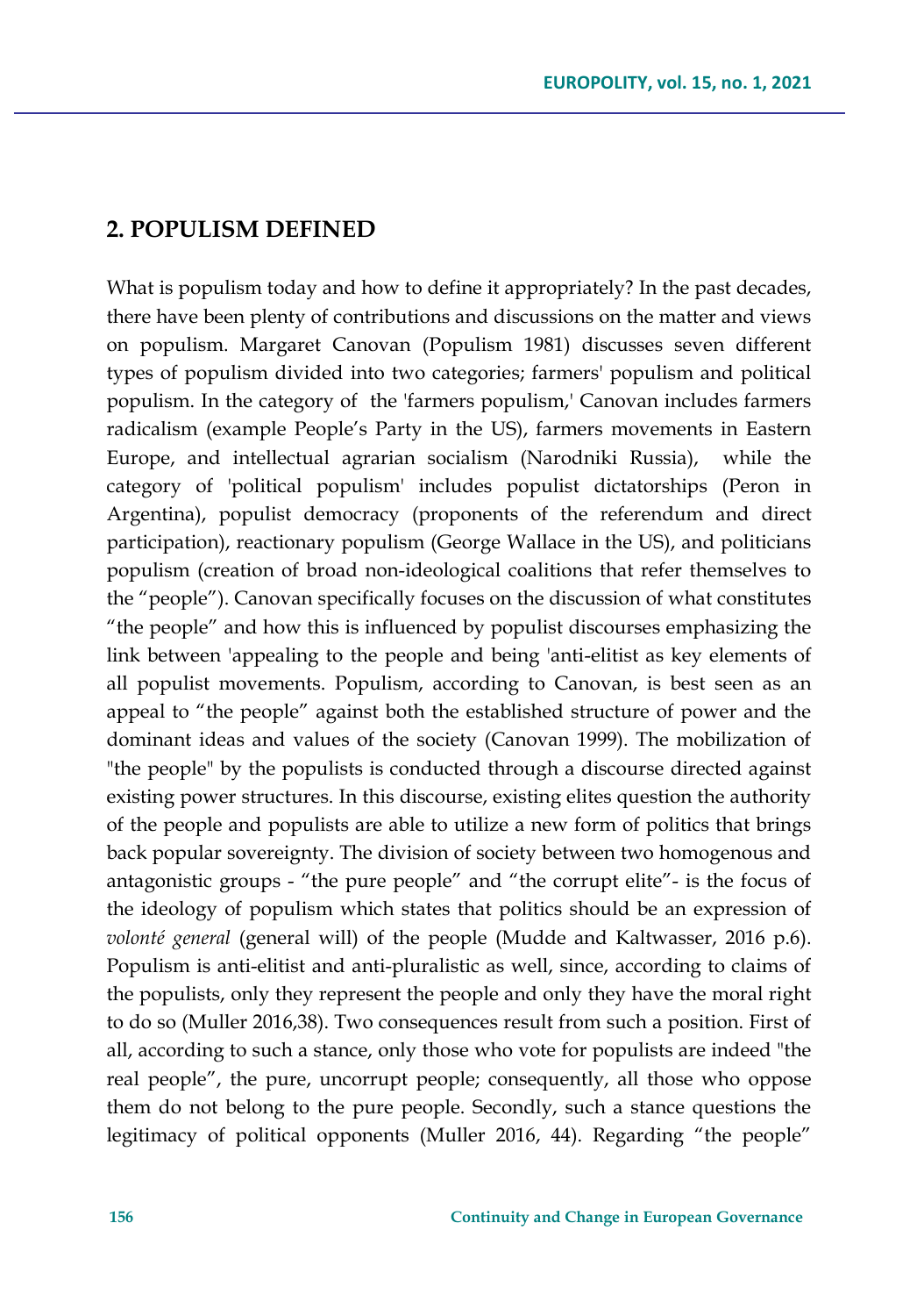## 2. POPULISM DEFINED

What is populism today and how to define it appropriately? In the past decades, there have been plenty of contributions and discussions on the matter and views on populism. Margaret Canovan (Populism 1981) discusses seven different types of populism divided into two categories; farmers' populism and political populism. In the category of the 'farmers populism,' Canovan includes farmers radicalism (example People's Party in the US), farmers movements in Eastern Europe, and intellectual agrarian socialism (Narodniki Russia), while the category of 'political populism' includes populist dictatorships (Peron in Argentina), populist democracy (proponents of the referendum and direct participation), reactionary populism (George Wallace in the US), and politicians populism (creation of broad non-ideological coalitions that refer themselves to the "people"). Canovan specifically focuses on the discussion of what constitutes "the people" and how this is influenced by populist discourses emphasizing the link between 'appealing to the people and being 'anti-elitist as key elements of all populist movements. Populism, according to Canovan, is best seen as an appeal to "the people" against both the established structure of power and the dominant ideas and values of the society (Canovan 1999). The mobilization of "the people" by the populists is conducted through a discourse directed against existing power structures. In this discourse, existing elites question the authority of the people and populists are able to utilize a new form of politics that brings back popular sovereignty. The division of society between two homogenous and antagonistic groups - "the pure people" and "the corrupt elite"- is the focus of the ideology of populism which states that politics should be an expression of *volonté general* (general will) of the people (Mudde and Kaltwasser, 2016 p.6). Populism is anti-elitist and anti-pluralistic as well, since, according to claims of the populists, only they represent the people and only they have the moral right to do so (Muller 2016,38). Two consequences result from such a position. First of all, according to such a stance, only those who vote for populists are indeed "the real people", the pure, uncorrupt people; consequently, all those who oppose them do not belong to the pure people. Secondly, such a stance questions the legitimacy of political opponents (Muller 2016, 44). Regarding "the people"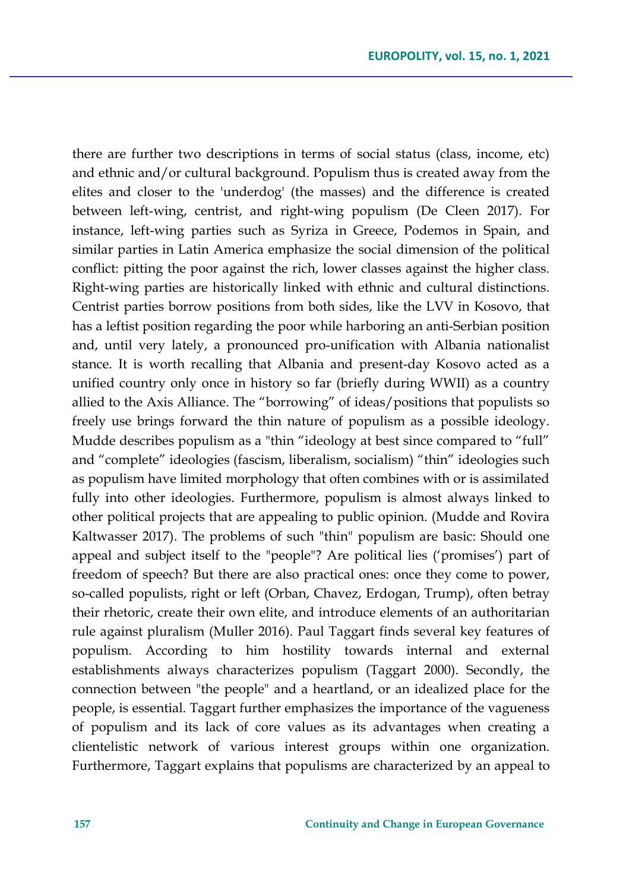there are further two descriptions in terms of social status (class, income, etc) and ethnic and/or cultural background. Populism thus is created away from the elites and closer to the 'underdog' (the masses) and the difference is created between left-wing, centrist, and right-wing populism (De Cleen 2017). For instance, left-wing parties such as Syriza in Greece, Podemos in Spain, and similar parties in Latin America emphasize the social dimension of the political conflict: pitting the poor against the rich, lower classes against the higher class. Right-wing parties are historically linked with ethnic and cultural distinctions. Centrist parties borrow positions from both sides, like the LVV in Kosovo, that has a leftist position regarding the poor while harboring an anti-Serbian position and, until very lately, a pronounced pro-unification with Albania nationalist stance. It is worth recalling that Albania and present-day Kosovo acted as a unified country only once in history so far (briefly during WWII) as a country allied to the Axis Alliance. The "borrowing" of ideas/positions that populists so freely use brings forward the thin nature of populism as a possible ideology. Mudde describes populism as a "thin "ideology at best since compared to "full" and "complete" ideologies (fascism, liberalism, socialism) "thin" ideologies such as populism have limited morphology that often combines with or is assimilated fully into other ideologies. Furthermore, populism is almost always linked to other political projects that are appealing to public opinion. (Mudde and Rovira Kaltwasser 2017). The problems of such "thin" populism are basic: Should one appeal and subject itself to the "people"? Are political lies ('promises') part of freedom of speech? But there are also practical ones: once they come to power, so-called populists, right or left (Orban, Chavez, Erdogan, Trump), often betray their rhetoric, create their own elite, and introduce elements of an authoritarian rule against pluralism (Muller 2016). Paul Taggart finds several key features of populism. According to him hostility towards internal and external establishments always characterizes populism (Taggart 2000). Secondly, the connection between "the people" and a heartland, or an idealized place for the people, is essential. Taggart further emphasizes the importance of the vagueness of populism and its lack of core values as its advantages when creating a clientelistic network of various interest groups within one organization. Furthermore, Taggart explains that populisms are characterized by an appeal to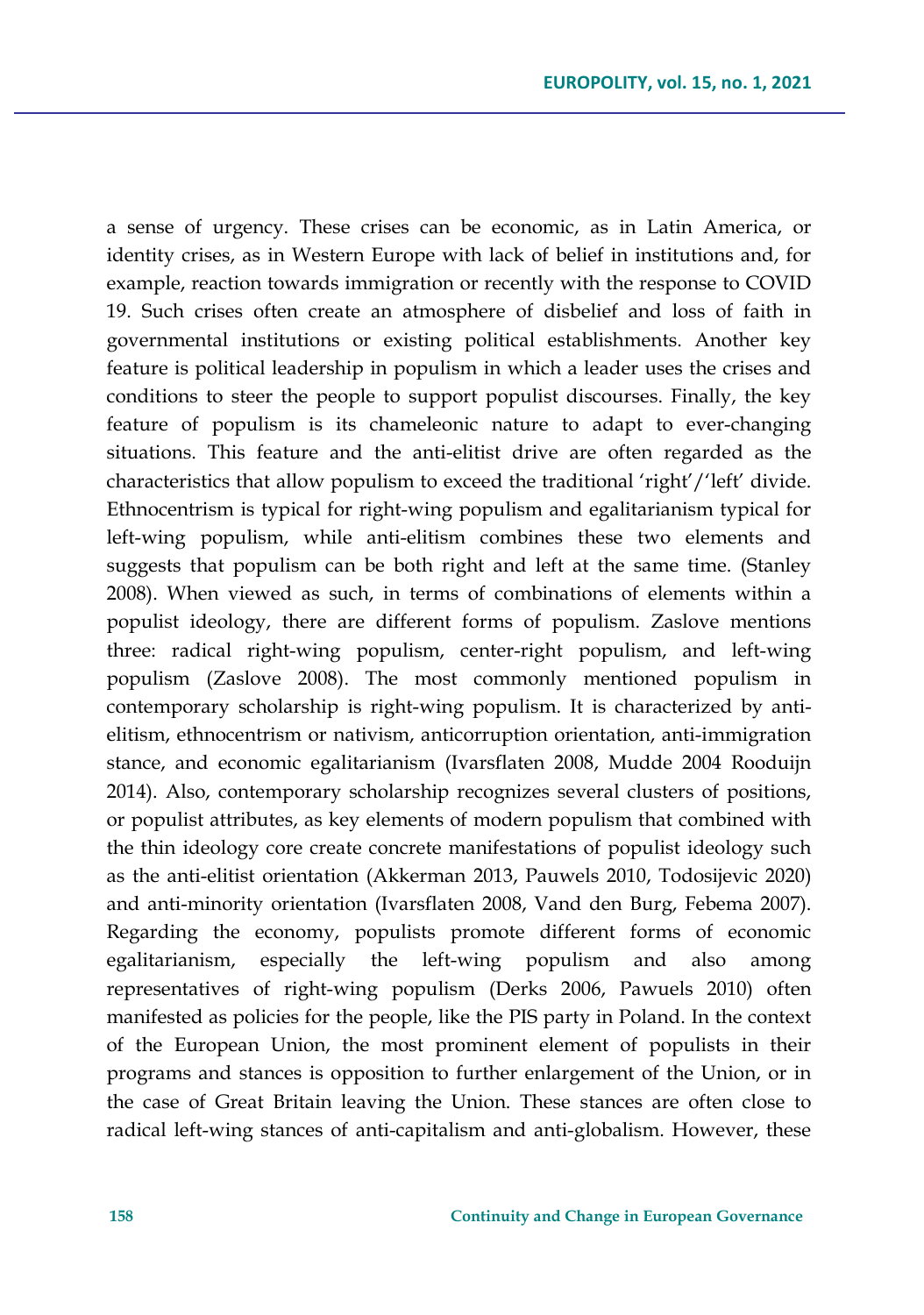a sense of urgency. These crises can be economic, as in Latin America, or identity crises, as in Western Europe with lack of belief in institutions and, for example, reaction towards immigration or recently with the response to COVID 19. Such crises often create an atmosphere of disbelief and loss of faith in governmental institutions or existing political establishments. Another key feature is political leadership in populism in which a leader uses the crises and conditions to steer the people to support populist discourses. Finally, the key feature of populism is its chameleonic nature to adapt to ever-changing situations. This feature and the anti-elitist drive are often regarded as the characteristics that allow populism to exceed the traditional 'right'/'left' divide. Ethnocentrism is typical for right-wing populism and egalitarianism typical for left-wing populism, while anti-elitism combines these two elements and suggests that populism can be both right and left at the same time. (Stanley 2008). When viewed as such, in terms of combinations of elements within a populist ideology, there are different forms of populism. Zaslove mentions three: radical right-wing populism, center-right populism, and left-wing populism (Zaslove 2008). The most commonly mentioned populism in contemporary scholarship is right-wing populism. It is characterized by anti-elitism, ethnocentrism or nativism, anticorruption orientation, anti-immigration stance, and economic egalitarianism (Ivarsflaten 2008, Mudde 2004 Rooduijn 2014). Also, contemporary scholarship recognizes several clusters of positions, or populist attributes, as key elements of modern populism that combined with the thin ideology core create concrete manifestations of populist ideology such as the anti-elitist orientation (Akkerman 2013, Pauwels 2010, Todosijevic 2020) and anti-minority orientation (Ivarsflaten 2008, Vand den Burg, Febema 2007). Regarding the economy, populists promote different forms of economic egalitarianism, especially the left-wing populism and also among representatives of right-wing populism (Derks 2006, Pawuels 2010) often manifested as policies for the people, like the PIS party in Poland. In the context of the European Union, the most prominent element of populists in their programs and stances is opposition to further enlargement of the Union, or in the case of Great Britain leaving the Union. These stances are often close to radical left-wing stances of anti-capitalism and anti-globalism. However, these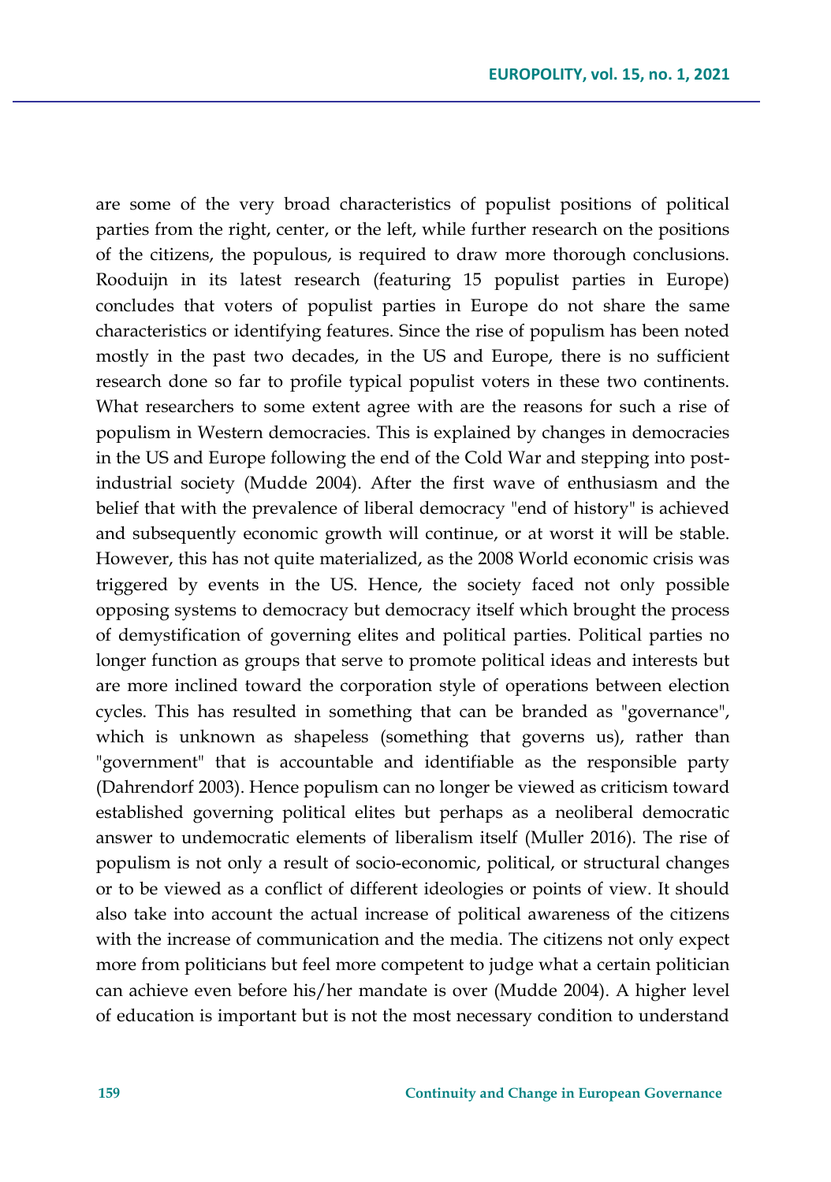are some of the very broad characteristics of populist positions of political parties from the right, center, or the left, while further research on the positions of the citizens, the populous, is required to draw more thorough conclusions. Rooduijn in its latest research (featuring 15 populist parties in Europe) concludes that voters of populist parties in Europe do not share the same characteristics or identifying features. Since the rise of populism has been noted mostly in the past two decades, in the US and Europe, there is no sufficient research done so far to profile typical populist voters in these two continents. What researchers to some extent agree with are the reasons for such a rise of populism in Western democracies. This is explained by changes in democracies in the US and Europe following the end of the Cold War and stepping into post-industrial society (Mudde 2004). After the first wave of enthusiasm and the belief that with the prevalence of liberal democracy "end of history" is achieved and subsequently economic growth will continue, or at worst it will be stable. However, this has not quite materialized, as the 2008 World economic crisis was triggered by events in the US. Hence, the society faced not only possible opposing systems to democracy but democracy itself which brought the process of demystification of governing elites and political parties. Political parties no longer function as groups that serve to promote political ideas and interests but are more inclined toward the corporation style of operations between election cycles. This has resulted in something that can be branded as "governance", which is unknown as shapeless (something that governs us), rather than "government" that is accountable and identifiable as the responsible party (Dahrendorf 2003). Hence populism can no longer be viewed as criticism toward established governing political elites but perhaps as a neoliberal democratic answer to undemocratic elements of liberalism itself (Muller 2016). The rise of populism is not only a result of socio-economic, political, or structural changes or to be viewed as a conflict of different ideologies or points of view. It should also take into account the actual increase of political awareness of the citizens with the increase of communication and the media. The citizens not only expect more from politicians but feel more competent to judge what a certain politician can achieve even before his/her mandate is over (Mudde 2004). A higher level of education is important but is not the most necessary condition to understand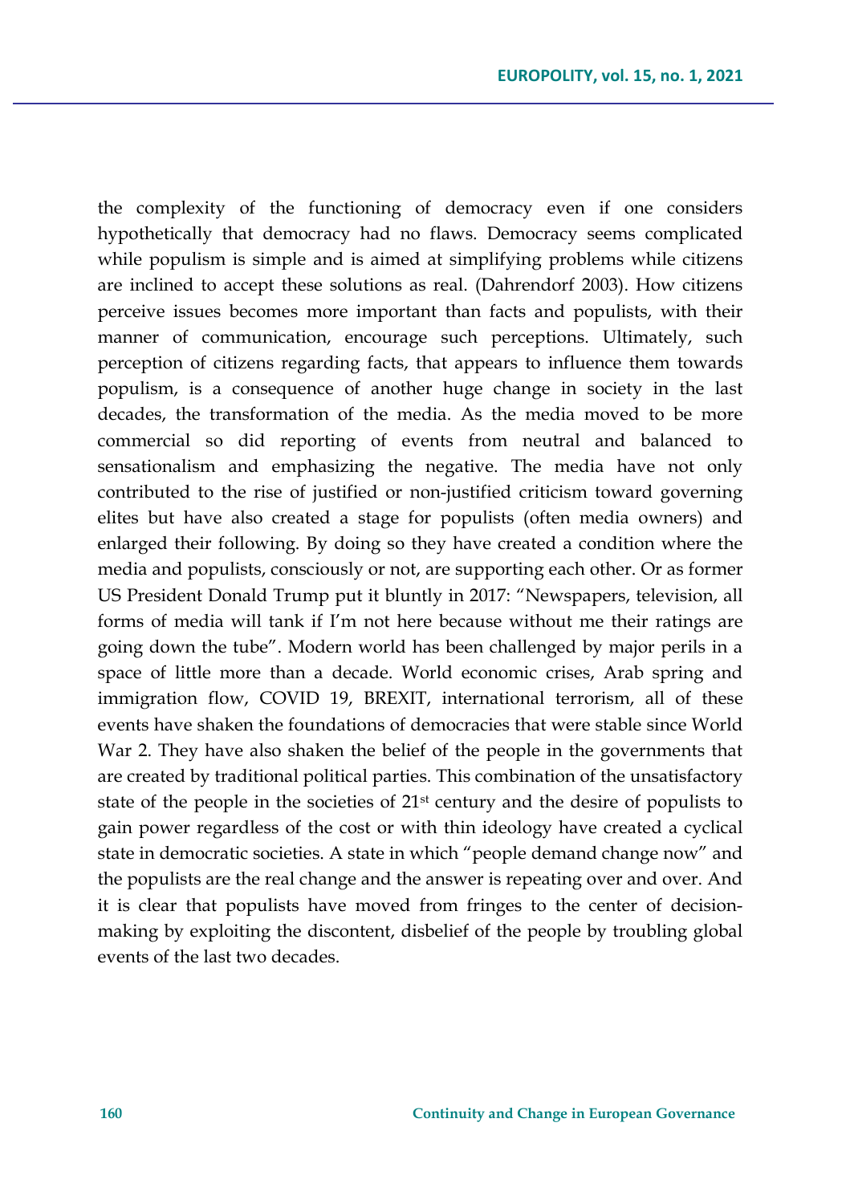the complexity of the functioning of democracy even if one considers hypothetically that democracy had no flaws. Democracy seems complicated while populism is simple and is aimed at simplifying problems while citizens are inclined to accept these solutions as real. (Dahrendorf 2003). How citizens perceive issues becomes more important than facts and populists, with their manner of communication, encourage such perceptions. Ultimately, such perception of citizens regarding facts, that appears to influence them towards populism, is a consequence of another huge change in society in the last decades, the transformation of the media. As the media moved to be more commercial so did reporting of events from neutral and balanced to sensationalism and emphasizing the negative. The media have not only contributed to the rise of justified or non-justified criticism toward governing elites but have also created a stage for populists (often media owners) and enlarged their following. By doing so they have created a condition where the media and populists, consciously or not, are supporting each other. Or as former US President Donald Trump put it bluntly in 2017: "Newspapers, television, all forms of media will tank if I'm not here because without me their ratings are going down the tube". Modern world has been challenged by major perils in a space of little more than a decade. World economic crises, Arab spring and immigration flow, COVID 19, BREXIT, international terrorism, all of these events have shaken the foundations of democracies that were stable since World War 2. They have also shaken the belief of the people in the governments that are created by traditional political parties. This combination of the unsatisfactory state of the people in the societies of 21st century and the desire of populists to gain power regardless of the cost or with thin ideology have created a cyclical state in democratic societies. A state in which "people demand change now" and the populists are the real change and the answer is repeating over and over. And it is clear that populists have moved from fringes to the center of decision-making by exploiting the discontent, disbelief of the people by troubling global events of the last two decades.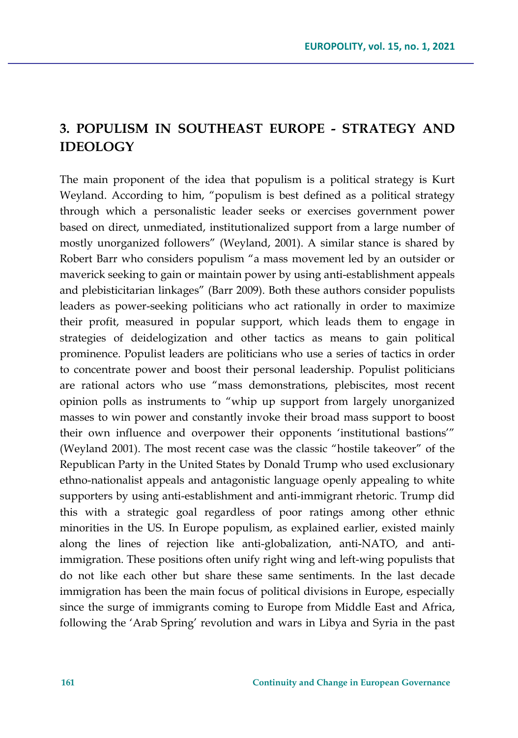## 3. POPULISM IN SOUTHEAST EUROPE - STRATEGY AND IDEOLOGY

The main proponent of the idea that populism is a political strategy is Kurt Weyland. According to him, "populism is best defined as a political strategy through which a personalistic leader seeks or exercises government power based on direct, unmediated, institutionalized support from a large number of mostly unorganized followers" (Weyland, 2001). A similar stance is shared by Robert Barr who considers populism "a mass movement led by an outsider or maverick seeking to gain or maintain power by using anti-establishment appeals and plebisticitarian linkages" (Barr 2009). Both these authors consider populists leaders as power-seeking politicians who act rationally in order to maximize their profit, measured in popular support, which leads them to engage in strategies of deidelogization and other tactics as means to gain political prominence. Populist leaders are politicians who use a series of tactics in order to concentrate power and boost their personal leadership. Populist politicians are rational actors who use "mass demonstrations, plebiscites, most recent opinion polls as instruments to "whip up support from largely unorganized masses to win power and constantly invoke their broad mass support to boost their own influence and overpower their opponents 'institutional bastions'" (Weyland 2001). The most recent case was the classic "hostile takeover" of the Republican Party in the United States by Donald Trump who used exclusionary ethno-nationalist appeals and antagonistic language openly appealing to white supporters by using anti-establishment and anti-immigrant rhetoric. Trump did this with a strategic goal regardless of poor ratings among other ethnic minorities in the US. In Europe populism, as explained earlier, existed mainly along the lines of rejection like anti-globalization, anti-NATO, and anti-immigration. These positions often unify right wing and left-wing populists that do not like each other but share these same sentiments. In the last decade immigration has been the main focus of political divisions in Europe, especially since the surge of immigrants coming to Europe from Middle East and Africa, following the 'Arab Spring' revolution and wars in Libya and Syria in the past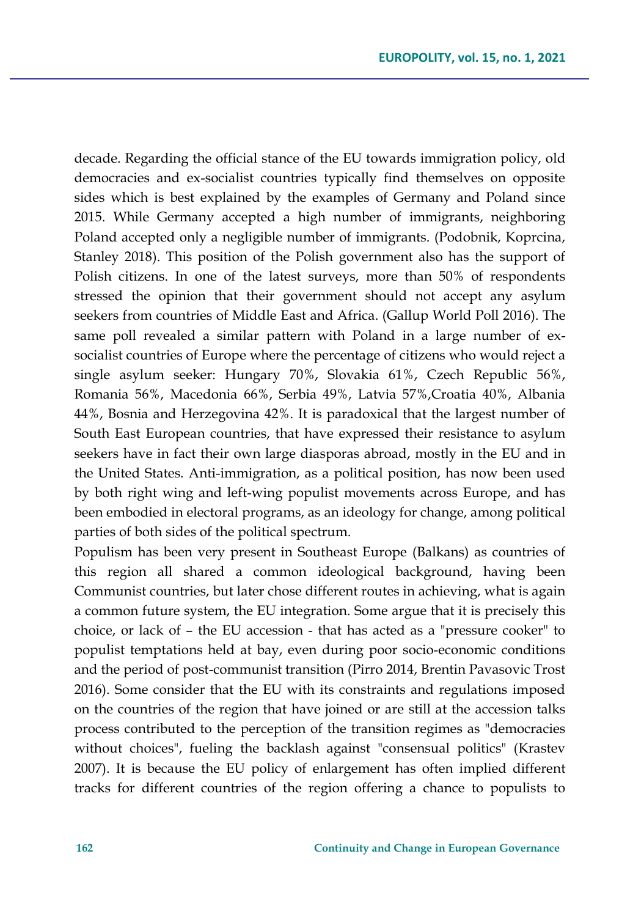decade. Regarding the official stance of the EU towards immigration policy, old democracies and ex-socialist countries typically find themselves on opposite sides which is best explained by the examples of Germany and Poland since 2015. While Germany accepted a high number of immigrants, neighboring Poland accepted only a negligible number of immigrants. (Podobnik, Koprcina, Stanley 2018). This position of the Polish government also has the support of Polish citizens. In one of the latest surveys, more than 50% of respondents stressed the opinion that their government should not accept any asylum seekers from countries of Middle East and Africa. (Gallup World Poll 2016). The same poll revealed a similar pattern with Poland in a large number of ex-socialist countries of Europe where the percentage of citizens who would reject a single asylum seeker: Hungary 70%, Slovakia 61%, Czech Republic 56%, Romania 56%, Macedonia 66%, Serbia 49%, Latvia 57%,Croatia 40%, Albania 44%, Bosnia and Herzegovina 42%. It is paradoxical that the largest number of South East European countries, that have expressed their resistance to asylum seekers have in fact their own large diasporas abroad, mostly in the EU and in the United States. Anti-immigration, as a political position, has now been used by both right wing and left-wing populist movements across Europe, and has been embodied in electoral programs, as an ideology for change, among political parties of both sides of the political spectrum.

Populism has been very present in Southeast Europe (Balkans) as countries of this region all shared a common ideological background, having been Communist countries, but later chose different routes in achieving, what is again a common future system, the EU integration. Some argue that it is precisely this choice, or lack of – the EU accession - that has acted as a "pressure cooker" to populist temptations held at bay, even during poor socio-economic conditions and the period of post-communist transition (Pirro 2014, Brentin Pavasovic Trost 2016). Some consider that the EU with its constraints and regulations imposed on the countries of the region that have joined or are still at the accession talks process contributed to the perception of the transition regimes as "democracies without choices", fueling the backlash against "consensual politics" (Krastev 2007). It is because the EU policy of enlargement has often implied different tracks for different countries of the region offering a chance to populists to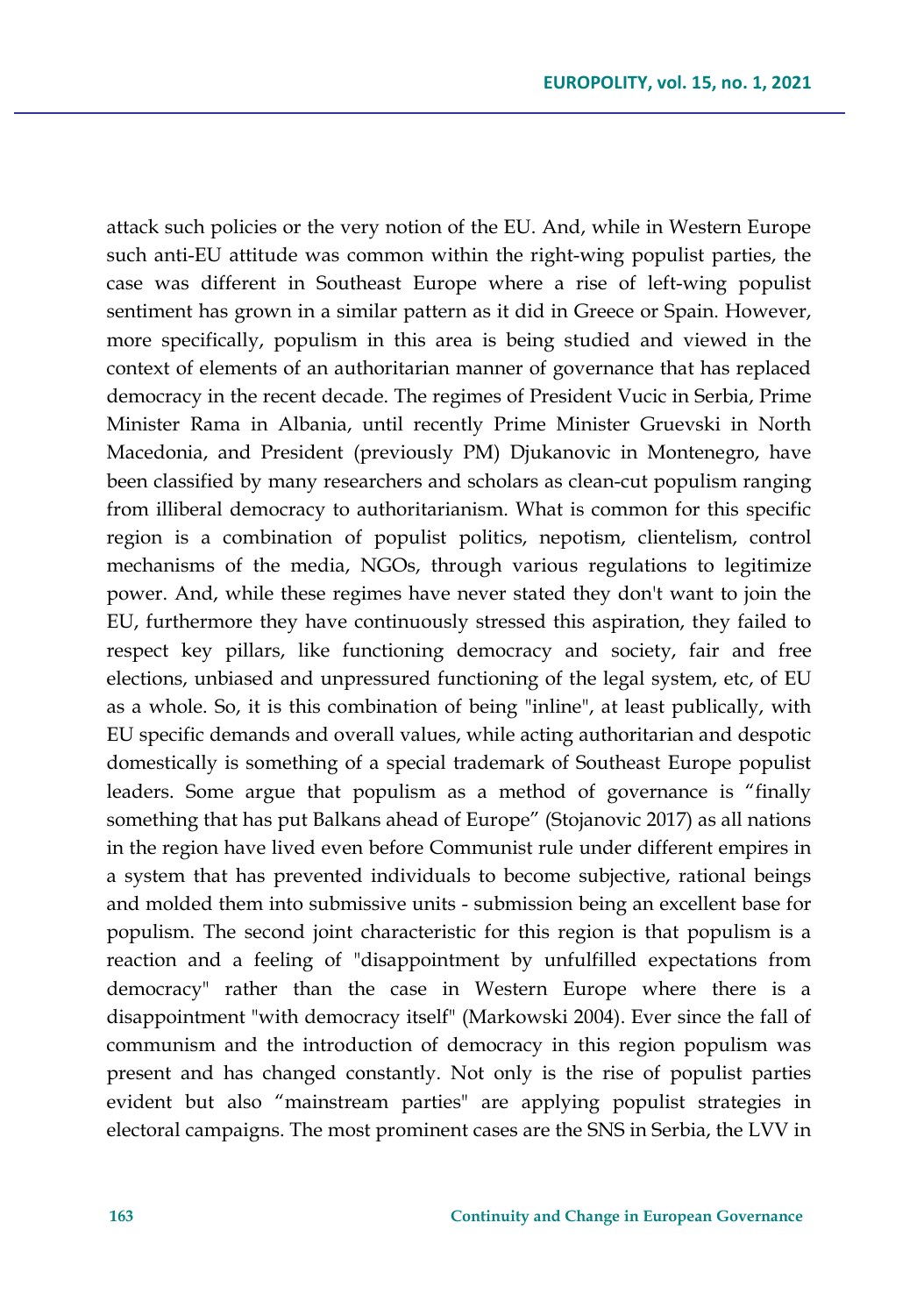attack such policies or the very notion of the EU. And, while in Western Europe such anti-EU attitude was common within the right-wing populist parties, the case was different in Southeast Europe where a rise of left-wing populist sentiment has grown in a similar pattern as it did in Greece or Spain. However, more specifically, populism in this area is being studied and viewed in the context of elements of an authoritarian manner of governance that has replaced democracy in the recent decade. The regimes of President Vucic in Serbia, Prime Minister Rama in Albania, until recently Prime Minister Gruevski in North Macedonia, and President (previously PM) Djukanovic in Montenegro, have been classified by many researchers and scholars as clean-cut populism ranging from illiberal democracy to authoritarianism. What is common for this specific region is a combination of populist politics, nepotism, clientelism, control mechanisms of the media, NGOs, through various regulations to legitimize power. And, while these regimes have never stated they don't want to join the EU, furthermore they have continuously stressed this aspiration, they failed to respect key pillars, like functioning democracy and society, fair and free elections, unbiased and unpressured functioning of the legal system, etc, of EU as a whole. So, it is this combination of being "inline", at least publically, with EU specific demands and overall values, while acting authoritarian and despotic domestically is something of a special trademark of Southeast Europe populist leaders. Some argue that populism as a method of governance is "finally something that has put Balkans ahead of Europe" (Stojanovic 2017) as all nations in the region have lived even before Communist rule under different empires in a system that has prevented individuals to become subjective, rational beings and molded them into submissive units - submission being an excellent base for populism. The second joint characteristic for this region is that populism is a reaction and a feeling of "disappointment by unfulfilled expectations from democracy" rather than the case in Western Europe where there is a disappointment "with democracy itself" (Markowski 2004). Ever since the fall of communism and the introduction of democracy in this region populism was present and has changed constantly. Not only is the rise of populist parties evident but also "mainstream parties" are applying populist strategies in electoral campaigns. The most prominent cases are the SNS in Serbia, the LVV in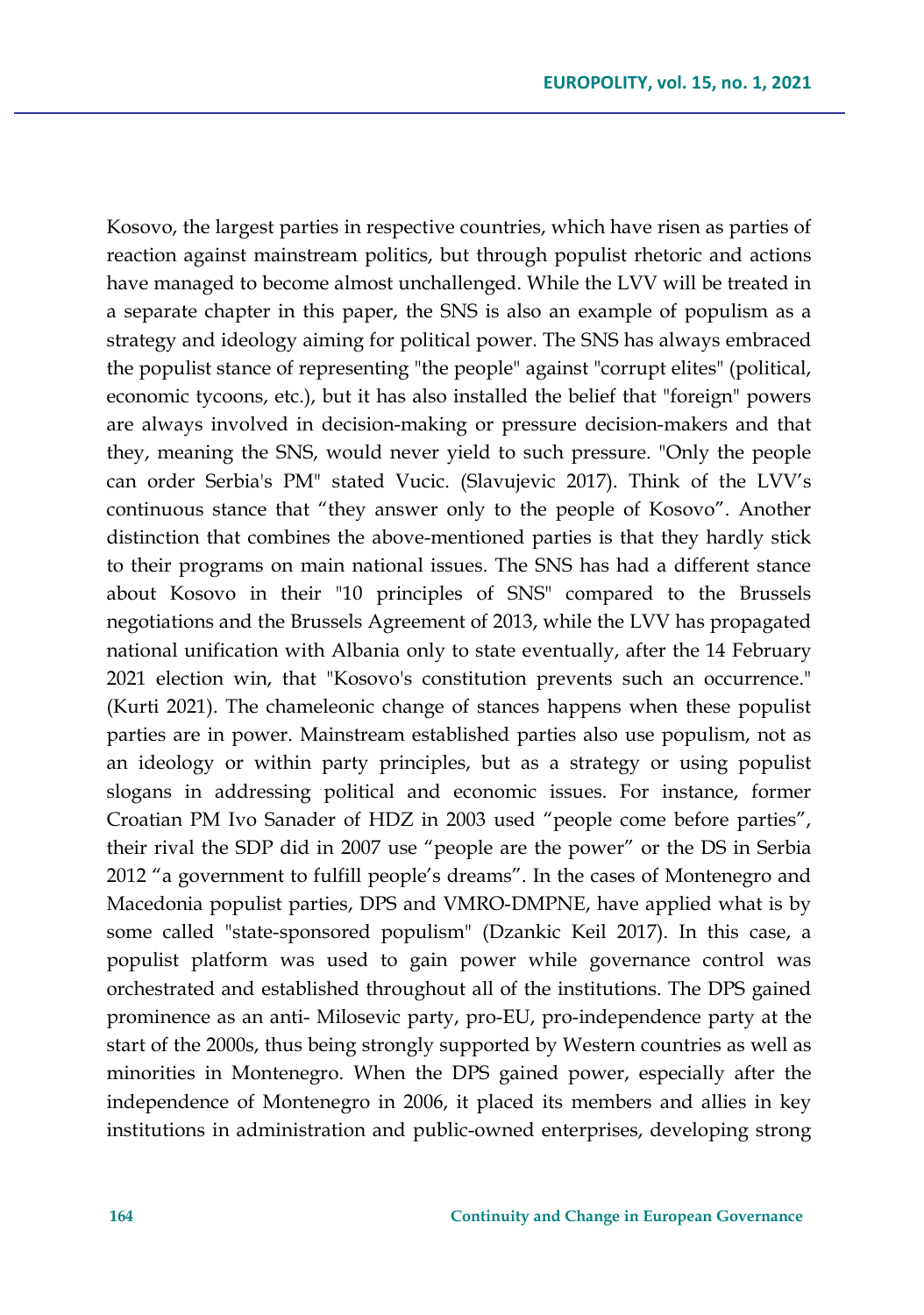Kosovo, the largest parties in respective countries, which have risen as parties of reaction against mainstream politics, but through populist rhetoric and actions have managed to become almost unchallenged. While the LVV will be treated in a separate chapter in this paper, the SNS is also an example of populism as a strategy and ideology aiming for political power. The SNS has always embraced the populist stance of representing "the people" against "corrupt elites" (political, economic tycoons, etc.), but it has also installed the belief that "foreign" powers are always involved in decision-making or pressure decision-makers and that they, meaning the SNS, would never yield to such pressure. "Only the people can order Serbia's PM" stated Vucic. (Slavujevic 2017). Think of the LVV's continuous stance that "they answer only to the people of Kosovo". Another distinction that combines the above-mentioned parties is that they hardly stick to their programs on main national issues. The SNS has had a different stance about Kosovo in their "10 principles of SNS" compared to the Brussels negotiations and the Brussels Agreement of 2013, while the LVV has propagated national unification with Albania only to state eventually, after the 14 February 2021 election win, that "Kosovo's constitution prevents such an occurrence." (Kurti 2021). The chameleonic change of stances happens when these populist parties are in power. Mainstream established parties also use populism, not as an ideology or within party principles, but as a strategy or using populist slogans in addressing political and economic issues. For instance, former Croatian PM Ivo Sanader of HDZ in 2003 used "people come before parties", their rival the SDP did in 2007 use "people are the power" or the DS in Serbia 2012 "a government to fulfill people's dreams". In the cases of Montenegro and Macedonia populist parties, DPS and VMRO-DMPNE, have applied what is by some called "state-sponsored populism" (Dzankic Keil 2017). In this case, a populist platform was used to gain power while governance control was orchestrated and established throughout all of the institutions. The DPS gained prominence as an anti- Milosevic party, pro-EU, pro-independence party at the start of the 2000s, thus being strongly supported by Western countries as well as minorities in Montenegro. When the DPS gained power, especially after the independence of Montenegro in 2006, it placed its members and allies in key institutions in administration and public-owned enterprises, developing strong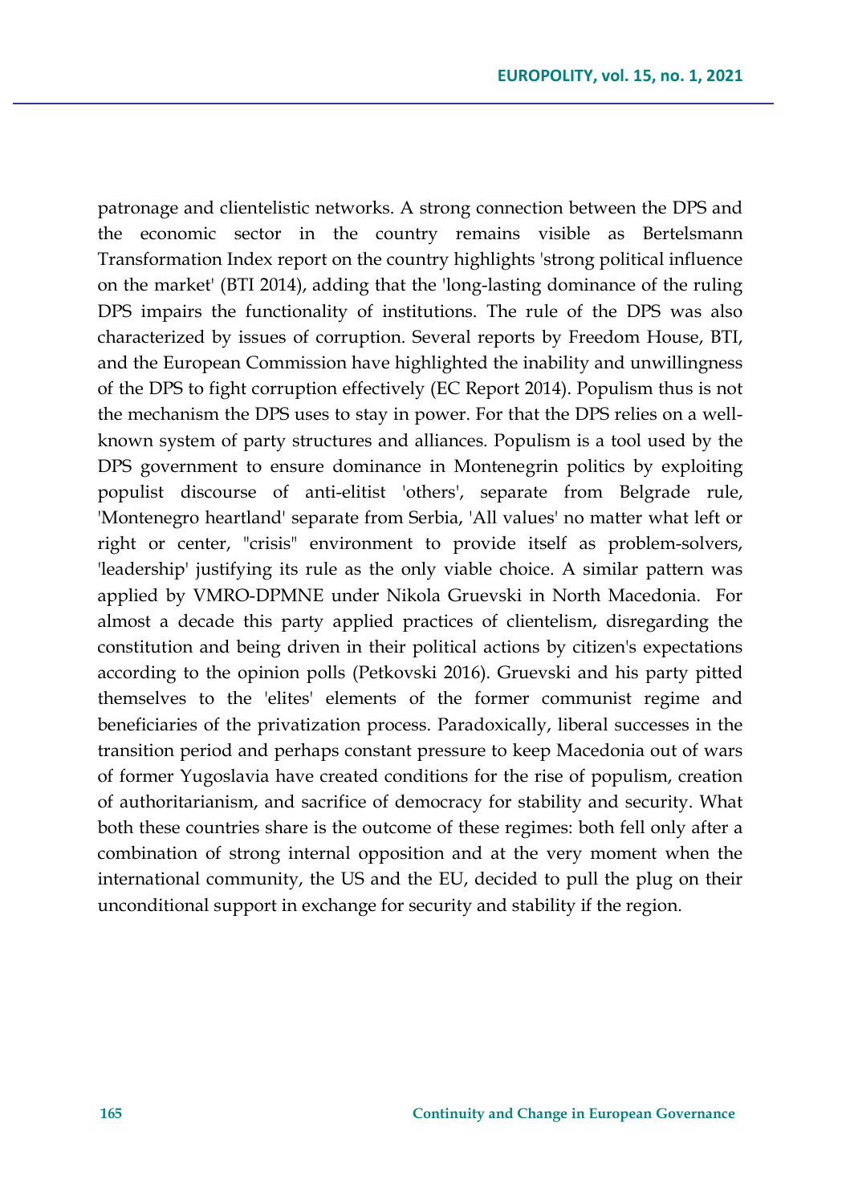patronage and clientelistic networks. A strong connection between the DPS and the economic sector in the country remains visible as Bertelsmann Transformation Index report on the country highlights 'strong political influence on the market' (BTI 2014), adding that the 'long-lasting dominance of the ruling DPS impairs the functionality of institutions. The rule of the DPS was also characterized by issues of corruption. Several reports by Freedom House, BTI, and the European Commission have highlighted the inability and unwillingness of the DPS to fight corruption effectively (EC Report 2014). Populism thus is not the mechanism the DPS uses to stay in power. For that the DPS relies on a well-known system of party structures and alliances. Populism is a tool used by the DPS government to ensure dominance in Montenegrin politics by exploiting populist discourse of anti-elitist 'others', separate from Belgrade rule, 'Montenegro heartland' separate from Serbia, 'All values' no matter what left or right or center, "crisis" environment to provide itself as problem-solvers, 'leadership' justifying its rule as the only viable choice. A similar pattern was applied by VMRO-DPMNE under Nikola Gruevski in North Macedonia. For almost a decade this party applied practices of clientelism, disregarding the constitution and being driven in their political actions by citizen's expectations according to the opinion polls (Petkovski 2016). Gruevski and his party pitted themselves to the 'elites' elements of the former communist regime and beneficiaries of the privatization process. Paradoxically, liberal successes in the transition period and perhaps constant pressure to keep Macedonia out of wars of former Yugoslavia have created conditions for the rise of populism, creation of authoritarianism, and sacrifice of democracy for stability and security. What both these countries share is the outcome of these regimes: both fell only after a combination of strong internal opposition and at the very moment when the international community, the US and the EU, decided to pull the plug on their unconditional support in exchange for security and stability if the region.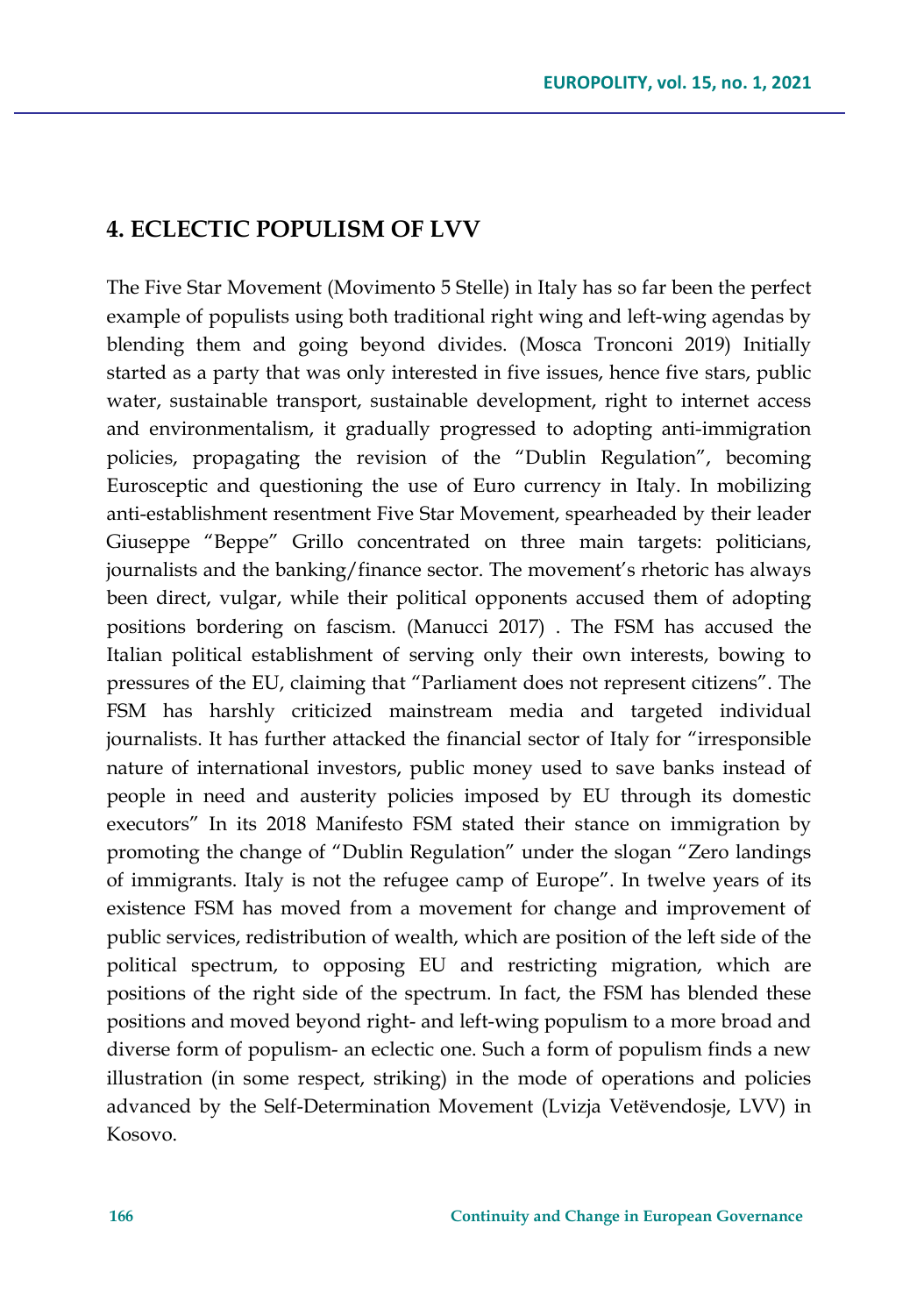## 4. ECLECTIC POPULISM OF LVV

The Five Star Movement (Movimento 5 Stelle) in Italy has so far been the perfect example of populists using both traditional right wing and left-wing agendas by blending them and going beyond divides. (Mosca Tronconi 2019) Initially started as a party that was only interested in five issues, hence five stars, public water, sustainable transport, sustainable development, right to internet access and environmentalism, it gradually progressed to adopting anti-immigration policies, propagating the revision of the "Dublin Regulation", becoming Eurosceptic and questioning the use of Euro currency in Italy. In mobilizing anti-establishment resentment Five Star Movement, spearheaded by their leader Giuseppe "Beppe" Grillo concentrated on three main targets: politicians, journalists and the banking/finance sector. The movement's rhetoric has always been direct, vulgar, while their political opponents accused them of adopting positions bordering on fascism. (Manucci 2017) . The FSM has accused the Italian political establishment of serving only their own interests, bowing to pressures of the EU, claiming that "Parliament does not represent citizens". The FSM has harshly criticized mainstream media and targeted individual journalists. It has further attacked the financial sector of Italy for "irresponsible nature of international investors, public money used to save banks instead of people in need and austerity policies imposed by EU through its domestic executors" In its 2018 Manifesto FSM stated their stance on immigration by promoting the change of "Dublin Regulation" under the slogan "Zero landings of immigrants. Italy is not the refugee camp of Europe". In twelve years of its existence FSM has moved from a movement for change and improvement of public services, redistribution of wealth, which are position of the left side of the political spectrum, to opposing EU and restricting migration, which are positions of the right side of the spectrum. In fact, the FSM has blended these positions and moved beyond right- and left-wing populism to a more broad and diverse form of populism- an eclectic one. Such a form of populism finds a new illustration (in some respect, striking) in the mode of operations and policies advanced by the Self-Determination Movement (Lvizja Vetëvendosje, LVV) in Kosovo.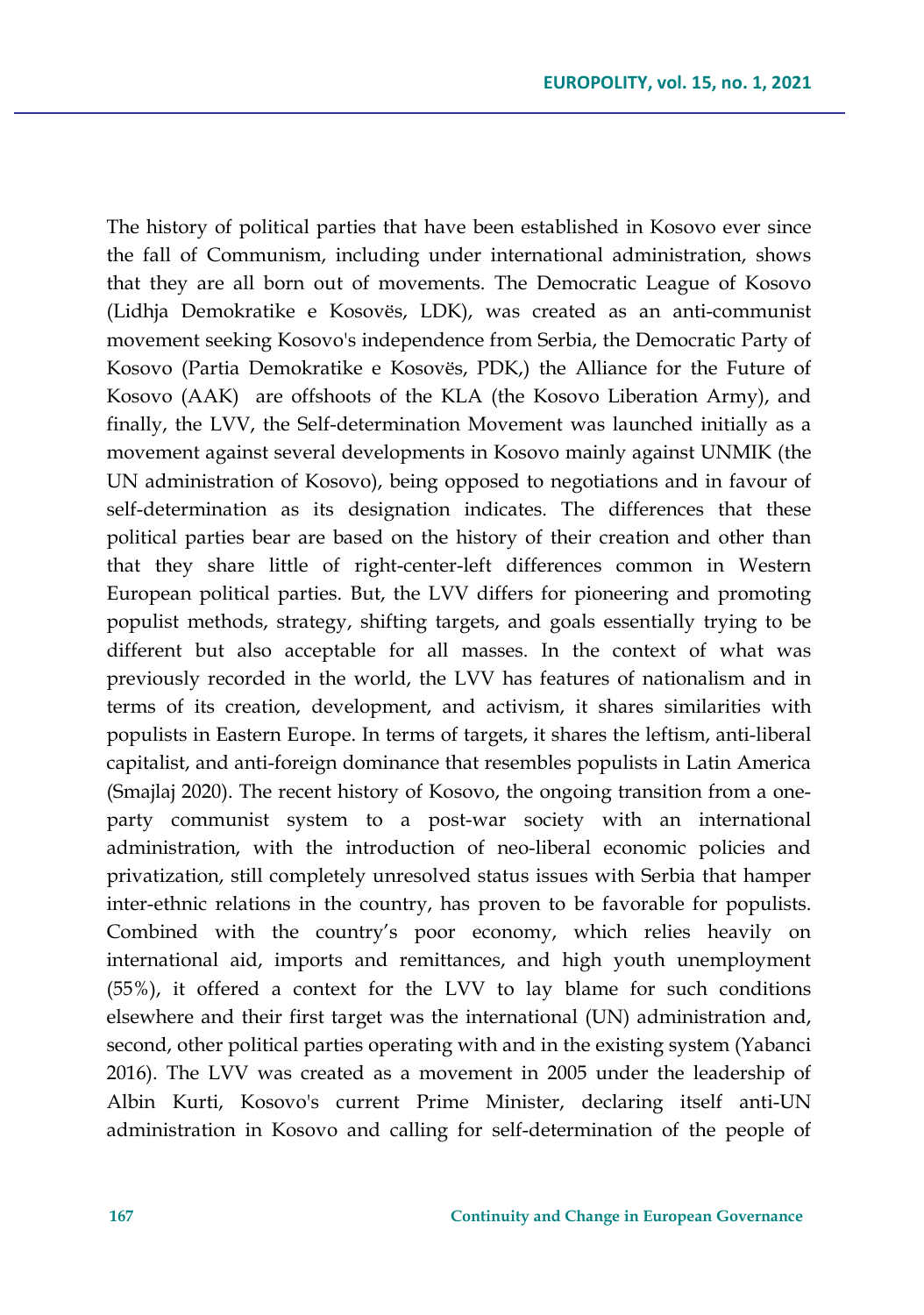The history of political parties that have been established in Kosovo ever since the fall of Communism, including under international administration, shows that they are all born out of movements. The Democratic League of Kosovo (Lidhja Demokratike e Kosovës, LDK), was created as an anti-communist movement seeking Kosovo's independence from Serbia, the Democratic Party of Kosovo (Partia Demokratike e Kosovës, PDK,) the Alliance for the Future of Kosovo (AAK) are offshoots of the KLA (the Kosovo Liberation Army), and finally, the LVV, the Self-determination Movement was launched initially as a movement against several developments in Kosovo mainly against UNMIK (the UN administration of Kosovo), being opposed to negotiations and in favour of self-determination as its designation indicates. The differences that these political parties bear are based on the history of their creation and other than that they share little of right-center-left differences common in Western European political parties. But, the LVV differs for pioneering and promoting populist methods, strategy, shifting targets, and goals essentially trying to be different but also acceptable for all masses. In the context of what was previously recorded in the world, the LVV has features of nationalism and in terms of its creation, development, and activism, it shares similarities with populists in Eastern Europe. In terms of targets, it shares the leftism, anti-liberal capitalist, and anti-foreign dominance that resembles populists in Latin America (Smajlaj 2020). The recent history of Kosovo, the ongoing transition from a one-party communist system to a post-war society with an international administration, with the introduction of neo-liberal economic policies and privatization, still completely unresolved status issues with Serbia that hamper inter-ethnic relations in the country, has proven to be favorable for populists. Combined with the country's poor economy, which relies heavily on international aid, imports and remittances, and high youth unemployment (55%), it offered a context for the LVV to lay blame for such conditions elsewhere and their first target was the international (UN) administration and, second, other political parties operating with and in the existing system (Yabanci 2016). The LVV was created as a movement in 2005 under the leadership of Albin Kurti, Kosovo's current Prime Minister, declaring itself anti-UN administration in Kosovo and calling for self-determination of the people of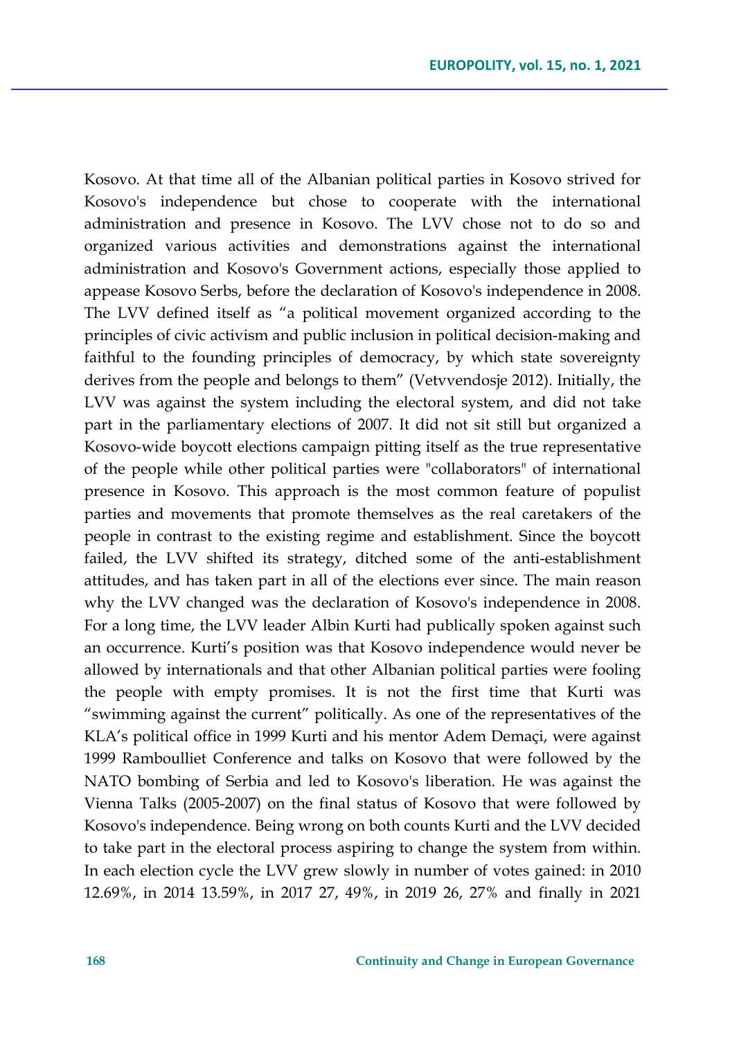Kosovo. At that time all of the Albanian political parties in Kosovo strived for Kosovo's independence but chose to cooperate with the international administration and presence in Kosovo. The LVV chose not to do so and organized various activities and demonstrations against the international administration and Kosovo's Government actions, especially those applied to appease Kosovo Serbs, before the declaration of Kosovo's independence in 2008. The LVV defined itself as "a political movement organized according to the principles of civic activism and public inclusion in political decision-making and faithful to the founding principles of democracy, by which state sovereignty derives from the people and belongs to them" (Vetvvendosje 2012). Initially, the LVV was against the system including the electoral system, and did not take part in the parliamentary elections of 2007. It did not sit still but organized a Kosovo-wide boycott elections campaign pitting itself as the true representative of the people while other political parties were "collaborators" of international presence in Kosovo. This approach is the most common feature of populist parties and movements that promote themselves as the real caretakers of the people in contrast to the existing regime and establishment. Since the boycott failed, the LVV shifted its strategy, ditched some of the anti-establishment attitudes, and has taken part in all of the elections ever since. The main reason why the LVV changed was the declaration of Kosovo's independence in 2008. For a long time, the LVV leader Albin Kurti had publically spoken against such an occurrence. Kurti's position was that Kosovo independence would never be allowed by internationals and that other Albanian political parties were fooling the people with empty promises. It is not the first time that Kurti was "swimming against the current" politically. As one of the representatives of the KLA's political office in 1999 Kurti and his mentor Adem Demaçi, were against 1999 Ramboulliet Conference and talks on Kosovo that were followed by the NATO bombing of Serbia and led to Kosovo's liberation. He was against the Vienna Talks (2005-2007) on the final status of Kosovo that were followed by Kosovo's independence. Being wrong on both counts Kurti and the LVV decided to take part in the electoral process aspiring to change the system from within. In each election cycle the LVV grew slowly in number of votes gained: in 2010 12.69%, in 2014 13.59%, in 2017 27, 49%, in 2019 26, 27% and finally in 2021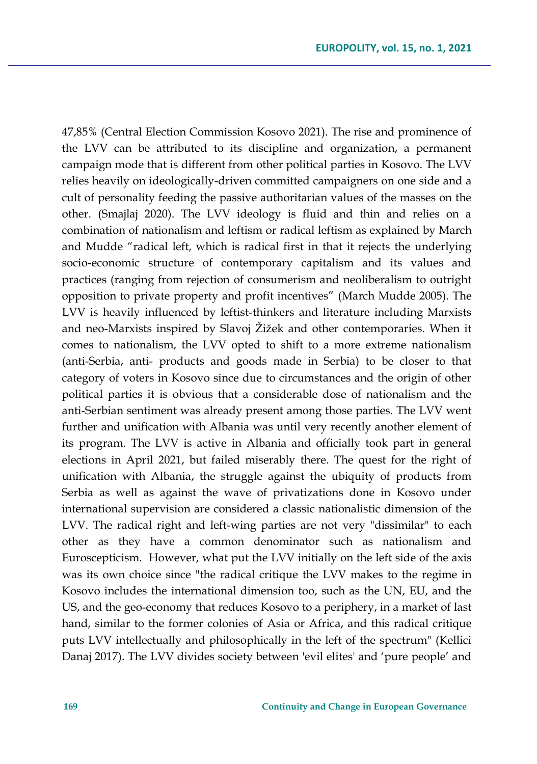47,85% (Central Election Commission Kosovo 2021). The rise and prominence of the LVV can be attributed to its discipline and organization, a permanent campaign mode that is different from other political parties in Kosovo. The LVV relies heavily on ideologically-driven committed campaigners on one side and a cult of personality feeding the passive authoritarian values of the masses on the other. (Smajlaj 2020). The LVV ideology is fluid and thin and relies on a combination of nationalism and leftism or radical leftism as explained by March and Mudde "radical left, which is radical first in that it rejects the underlying socio-economic structure of contemporary capitalism and its values and practices (ranging from rejection of consumerism and neoliberalism to outright opposition to private property and profit incentives" (March Mudde 2005). The LVV is heavily influenced by leftist-thinkers and literature including Marxists and neo-Marxists inspired by Slavoj Žižek and other contemporaries. When it comes to nationalism, the LVV opted to shift to a more extreme nationalism (anti-Serbia, anti- products and goods made in Serbia) to be closer to that category of voters in Kosovo since due to circumstances and the origin of other political parties it is obvious that a considerable dose of nationalism and the anti-Serbian sentiment was already present among those parties. The LVV went further and unification with Albania was until very recently another element of its program. The LVV is active in Albania and officially took part in general elections in April 2021, but failed miserably there. The quest for the right of unification with Albania, the struggle against the ubiquity of products from Serbia as well as against the wave of privatizations done in Kosovo under international supervision are considered a classic nationalistic dimension of the LVV. The radical right and left-wing parties are not very "dissimilar" to each other as they have a common denominator such as nationalism and Euroscepticism. However, what put the LVV initially on the left side of the axis was its own choice since "the radical critique the LVV makes to the regime in Kosovo includes the international dimension too, such as the UN, EU, and the US, and the geo-economy that reduces Kosovo to a periphery, in a market of last hand, similar to the former colonies of Asia or Africa, and this radical critique puts LVV intellectually and philosophically in the left of the spectrum" (Kellici Danaj 2017). The LVV divides society between 'evil elites' and 'pure people' and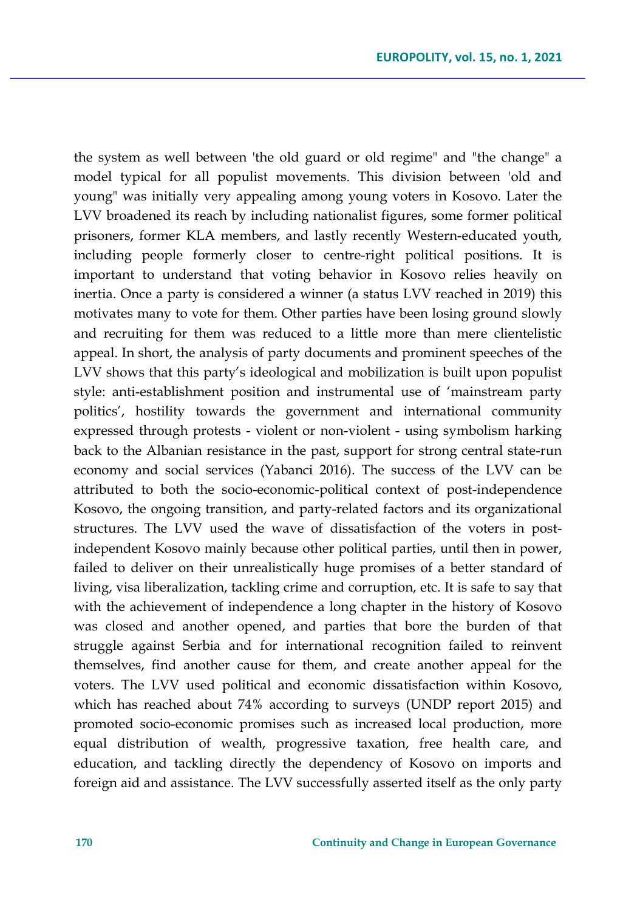the system as well between 'the old guard or old regime" and "the change" a model typical for all populist movements. This division between 'old and young" was initially very appealing among young voters in Kosovo. Later the LVV broadened its reach by including nationalist figures, some former political prisoners, former KLA members, and lastly recently Western-educated youth, including people formerly closer to centre-right political positions. It is important to understand that voting behavior in Kosovo relies heavily on inertia. Once a party is considered a winner (a status LVV reached in 2019) this motivates many to vote for them. Other parties have been losing ground slowly and recruiting for them was reduced to a little more than mere clientelistic appeal. In short, the analysis of party documents and prominent speeches of the LVV shows that this party's ideological and mobilization is built upon populist style: anti-establishment position and instrumental use of 'mainstream party politics', hostility towards the government and international community expressed through protests - violent or non-violent - using symbolism harking back to the Albanian resistance in the past, support for strong central state-run economy and social services (Yabanci 2016). The success of the LVV can be attributed to both the socio-economic-political context of post-independence Kosovo, the ongoing transition, and party-related factors and its organizational structures. The LVV used the wave of dissatisfaction of the voters in post-independent Kosovo mainly because other political parties, until then in power, failed to deliver on their unrealistically huge promises of a better standard of living, visa liberalization, tackling crime and corruption, etc. It is safe to say that with the achievement of independence a long chapter in the history of Kosovo was closed and another opened, and parties that bore the burden of that struggle against Serbia and for international recognition failed to reinvent themselves, find another cause for them, and create another appeal for the voters. The LVV used political and economic dissatisfaction within Kosovo, which has reached about 74% according to surveys (UNDP report 2015) and promoted socio-economic promises such as increased local production, more equal distribution of wealth, progressive taxation, free health care, and education, and tackling directly the dependency of Kosovo on imports and foreign aid and assistance. The LVV successfully asserted itself as the only party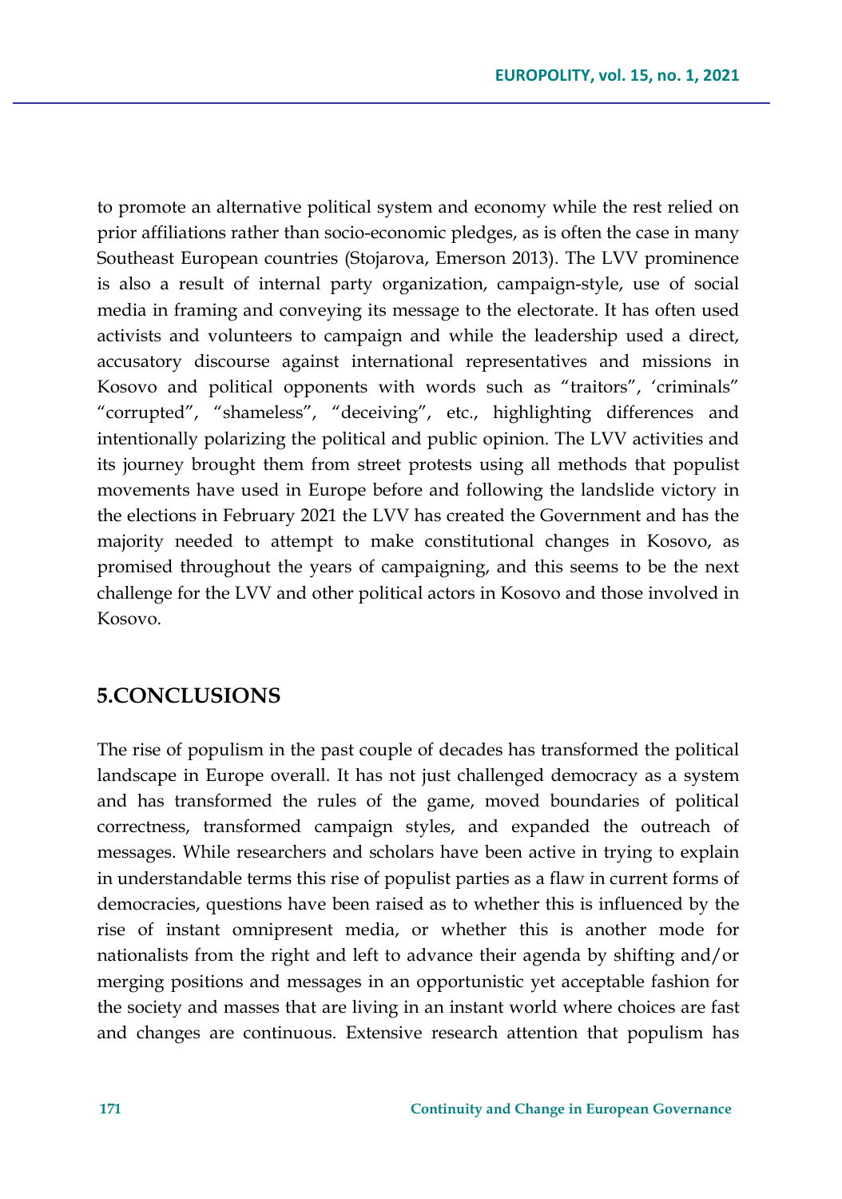to promote an alternative political system and economy while the rest relied on prior affiliations rather than socio-economic pledges, as is often the case in many Southeast European countries (Stojarova, Emerson 2013). The LVV prominence is also a result of internal party organization, campaign-style, use of social media in framing and conveying its message to the electorate. It has often used activists and volunteers to campaign and while the leadership used a direct, accusatory discourse against international representatives and missions in Kosovo and political opponents with words such as "traitors", 'criminals" "corrupted", "shameless", "deceiving", etc., highlighting differences and intentionally polarizing the political and public opinion. The LVV activities and its journey brought them from street protests using all methods that populist movements have used in Europe before and following the landslide victory in the elections in February 2021 the LVV has created the Government and has the majority needed to attempt to make constitutional changes in Kosovo, as promised throughout the years of campaigning, and this seems to be the next challenge for the LVV and other political actors in Kosovo and those involved in Kosovo.

## 5.CONCLUSIONS

The rise of populism in the past couple of decades has transformed the political landscape in Europe overall. It has not just challenged democracy as a system and has transformed the rules of the game, moved boundaries of political correctness, transformed campaign styles, and expanded the outreach of messages. While researchers and scholars have been active in trying to explain in understandable terms this rise of populist parties as a flaw in current forms of democracies, questions have been raised as to whether this is influenced by the rise of instant omnipresent media, or whether this is another mode for nationalists from the right and left to advance their agenda by shifting and/or merging positions and messages in an opportunistic yet acceptable fashion for the society and masses that are living in an instant world where choices are fast and changes are continuous. Extensive research attention that populism has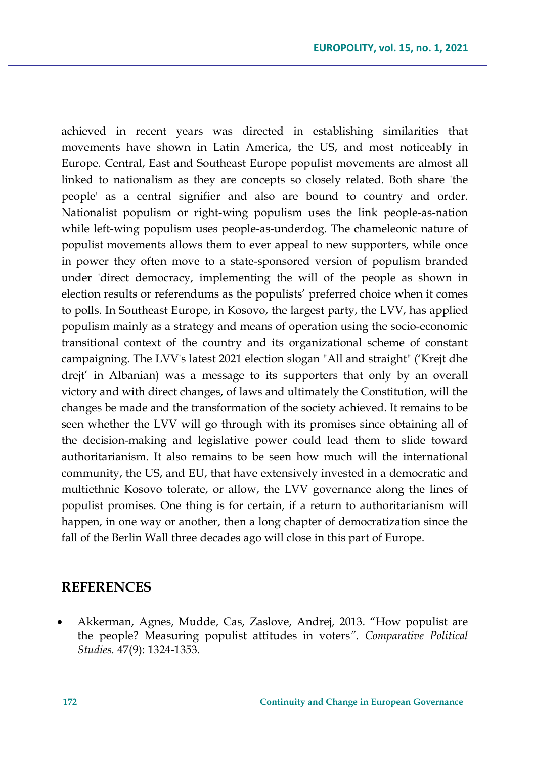achieved in recent years was directed in establishing similarities that movements have shown in Latin America, the US, and most noticeably in Europe. Central, East and Southeast Europe populist movements are almost all linked to nationalism as they are concepts so closely related. Both share 'the people' as a central signifier and also are bound to country and order. Nationalist populism or right-wing populism uses the link people-as-nation while left-wing populism uses people-as-underdog. The chameleonic nature of populist movements allows them to ever appeal to new supporters, while once in power they often move to a state-sponsored version of populism branded under 'direct democracy, implementing the will of the people as shown in election results or referendums as the populists' preferred choice when it comes to polls. In Southeast Europe, in Kosovo, the largest party, the LVV, has applied populism mainly as a strategy and means of operation using the socio-economic transitional context of the country and its organizational scheme of constant campaigning. The LVV's latest 2021 election slogan "All and straight" ('Krejt dhe drejt' in Albanian) was a message to its supporters that only by an overall victory and with direct changes, of laws and ultimately the Constitution, will the changes be made and the transformation of the society achieved. It remains to be seen whether the LVV will go through with its promises since obtaining all of the decision-making and legislative power could lead them to slide toward authoritarianism. It also remains to be seen how much will the international community, the US, and EU, that have extensively invested in a democratic and multiethnic Kosovo tolerate, or allow, the LVV governance along the lines of populist promises. One thing is for certain, if a return to authoritarianism will happen, in one way or another, then a long chapter of democratization since the fall of the Berlin Wall three decades ago will close in this part of Europe.

## REFERENCES

- Akkerman, Agnes, Mudde, Cas, Zaslove, Andrej, 2013. "How populist are the people? Measuring populist attitudes in voters". *Comparative Political Studies.* 47(9): 1324-1353.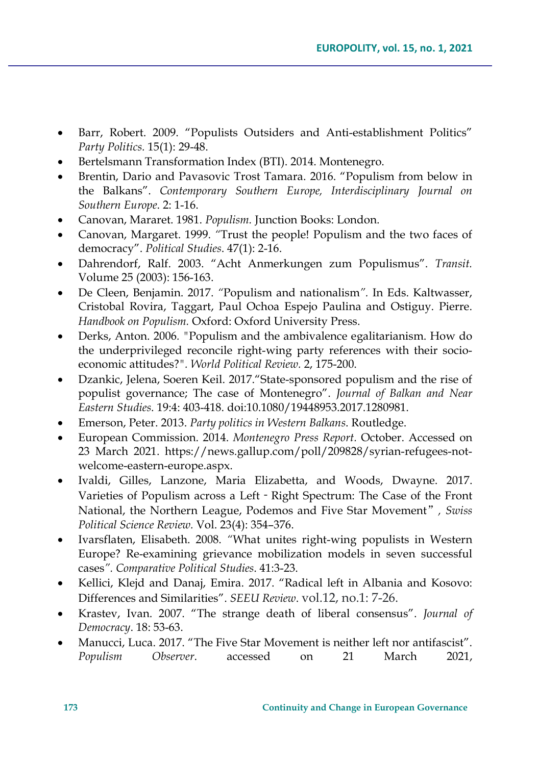- Barr, Robert. 2009. "Populists Outsiders and Anti-establishment Politics" *Party Politics.* 15(1): 29-48.
- Bertelsmann Transformation Index (BTI). 2014. Montenegro.
- Brentin, Dario and Pavasovic Trost Tamara. 2016. "Populism from below in the Balkans". *Contemporary Southern Europe, Interdisciplinary Journal on Southern Europe*. 2: 1-16.
- Canovan, Mararet. 1981. *Populism.* Junction Books: London.
- Canovan, Margaret. 1999. "Trust the people! Populism and the two faces of democracy". *Political Studies*. 47(1): 2-16.
- Dahrendorf, Ralf. 2003. "Acht Anmerkungen zum Populismus". *Transit.* Volume 25 (2003): 156-163.
- De Cleen, Benjamin. 2017. "Populism and nationalism". In Eds. Kaltwasser, Cristobal Rovira, Taggart, Paul Ochoa Espejo Paulina and Ostiguy. Pierre. *Handbook on Populism.* Oxford: Oxford University Press.
- Derks, Anton. 2006. "Populism and the ambivalence egalitarianism. How do the underprivileged reconcile right-wing party references with their socio-economic attitudes?". *World Political Review.* 2, 175-200.
- Dzankic, Jelena, Soeren Keil. 2017."State-sponsored populism and the rise of populist governance; The case of Montenegro". *Journal of Balkan and Near Eastern Studies*. 19:4: 403-418. doi:10.1080/19448953.2017.1280981.
- Emerson, Peter. 2013. *Party politics in Western Balkans*. Routledge.
- European Commission. 2014. *Montenegro Press Report.* October. Accessed on 23 March 2021. https://news.gallup.com/poll/209828/syrian-refugees-not-welcome-eastern-europe.aspx.
- Ivaldi, Gilles, Lanzone, Maria Elizabetta, and Woods, Dwayne. 2017. Varieties of Populism across a Left‐Right Spectrum: The Case of the Front National, the Northern League, Podemos and Five Star Movement", *Swiss Political Science Review.* Vol. 23(4): 354–376.
- Ivarsflaten, Elisabeth. 2008. "What unites right-wing populists in Western Europe? Re-examining grievance mobilization models in seven successful cases". *Comparative Political Studies*. 41:3-23.
- Kellici, Klejd and Danaj, Emira. 2017. "Radical left in Albania and Kosovo: Differences and Similarities". *SEEU Review*. vol.12, no.1: 7-26.
- Krastev, Ivan. 2007. "The strange death of liberal consensus". *Journal of Democracy*. 18: 53-63.
- Manucci, Luca. 2017. "The Five Star Movement is neither left nor antifascist". *Populism Observer*. accessed on 21 March 2021,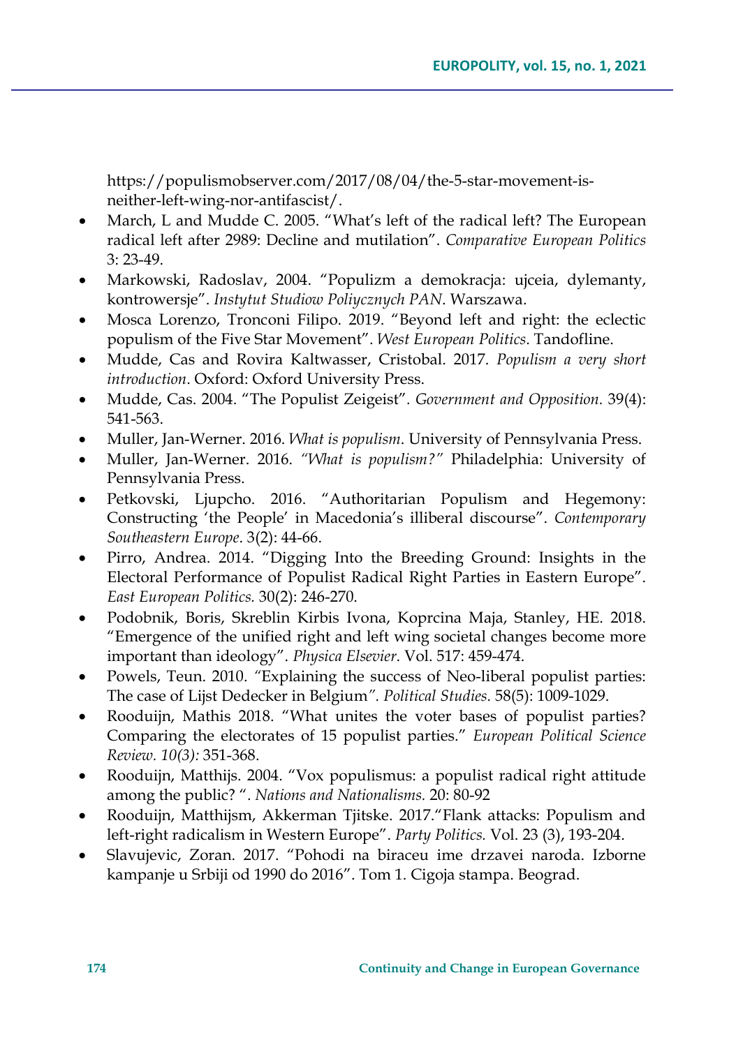https://populismobserver.com/2017/08/04/the-5-star-movement-is-neither-left-wing-nor-antifascist/.

- March, L and Mudde C. 2005. "What's left of the radical left? The European radical left after 2989: Decline and mutilation". *Comparative European Politics* 3: 23-49.
- Markowski, Radoslav, 2004. "Populizm a demokracja: ujceia, dylemanty, kontrowersje". *Instytut Studiow Poliycznych PAN*. Warszawa.
- Mosca Lorenzo, Tronconi Filipo. 2019. "Beyond left and right: the eclectic populism of the Five Star Movement". *West European Politics*. Tandofline.
- Mudde, Cas and Rovira Kaltwasser, Cristobal. 2017. *Populism a very short introduction*. Oxford: Oxford University Press.
- Mudde, Cas. 2004. "The Populist Zeigeist". *Government and Opposition.* 39(4): 541-563.
- Muller, Jan-Werner. 2016. *What is populism*. University of Pennsylvania Press.
- Muller, Jan-Werner. 2016. *"What is populism?"* Philadelphia: University of Pennsylvania Press.
- Petkovski, Ljupcho. 2016. "Authoritarian Populism and Hegemony: Constructing 'the People' in Macedonia's illiberal discourse". *Contemporary Southeastern Europe*. 3(2): 44-66.
- Pirro, Andrea. 2014. "Digging Into the Breeding Ground: Insights in the Electoral Performance of Populist Radical Right Parties in Eastern Europe". *East European Politics.* 30(2): 246-270.
- Podobnik, Boris, Skreblin Kirbis Ivona, Koprcina Maja, Stanley, HE. 2018. "Emergence of the unified right and left wing societal changes become more important than ideology". *Physica Elsevier.* Vol. 517: 459-474.
- Powels, Teun. 2010. "Explaining the success of Neo-liberal populist parties: The case of Lijst Dedecker in Belgium*". Political Studies.* 58(5): 1009-1029.
- Rooduijn, Mathis 2018. "What unites the voter bases of populist parties? Comparing the electorates of 15 populist parties." *European Political Science Review. 10(3):* 351-368.
- Rooduijn, Matthijs. 2004. "Vox populismus: a populist radical right attitude among the public? ". *Nations and Nationalisms.* 20: 80-92
- Rooduijn, Matthijsm, Akkerman Tjitske. 2017."Flank attacks: Populism and left-right radicalism in Western Europe". *Party Politics.* Vol. 23 (3), 193-204.
- Slavujevic, Zoran. 2017. "Pohodi na biraceu ime drzavei naroda. Izborne kampanje u Srbiji od 1990 do 2016". Tom 1. Cigoja stampa. Beograd.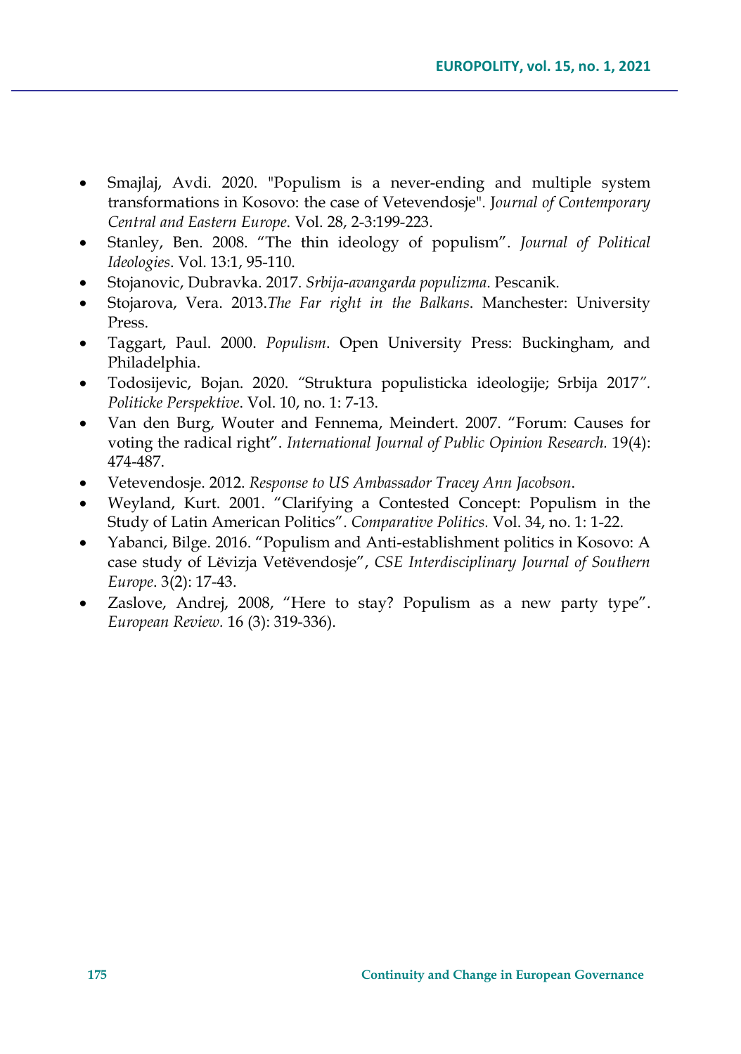- Smajlaj, Avdi. 2020. "Populism is a never-ending and multiple system transformations in Kosovo: the case of Vetevendosje". J*ournal of Contemporary Central and Eastern Europe*. Vol. 28, 2-3:199-223.
- Stanley, Ben. 2008. "The thin ideology of populism". *Journal of Political Ideologies*. Vol. 13:1, 95-110.
- Stojanovic, Dubravka. 2017. *Srbija-avangarda populizma*. Pescanik.
- Stojarova, Vera. 2013.*The Far right in the Balkans*. Manchester: University Press.
- Taggart, Paul. 2000. *Populism*. Open University Press: Buckingham, and Philadelphia.
- Todosijevic, Bojan. 2020. "Struktura populisticka ideologije; Srbija 2017". *Politicke Perspektive*. Vol. 10, no. 1: 7-13.
- Van den Burg, Wouter and Fennema, Meindert. 2007. "Forum: Causes for voting the radical right". *International Journal of Public Opinion Research.* 19(4): 474-487.
- Vetevendosje. 2012. *Response to US Ambassador Tracey Ann Jacobson*.
- Weyland, Kurt. 2001. "Clarifying a Contested Concept: Populism in the Study of Latin American Politics". *Comparative Politics.* Vol. 34, no. 1: 1-22.
- Yabanci, Bilge. 2016. "Populism and Anti-establishment politics in Kosovo: A case study of Lëvizja Vetëvendosje", *CSE Interdisciplinary Journal of Southern Europe*. 3(2): 17-43.
- Zaslove, Andrej, 2008, "Here to stay? Populism as a new party type". *European Review.* 16 (3): 319-336).